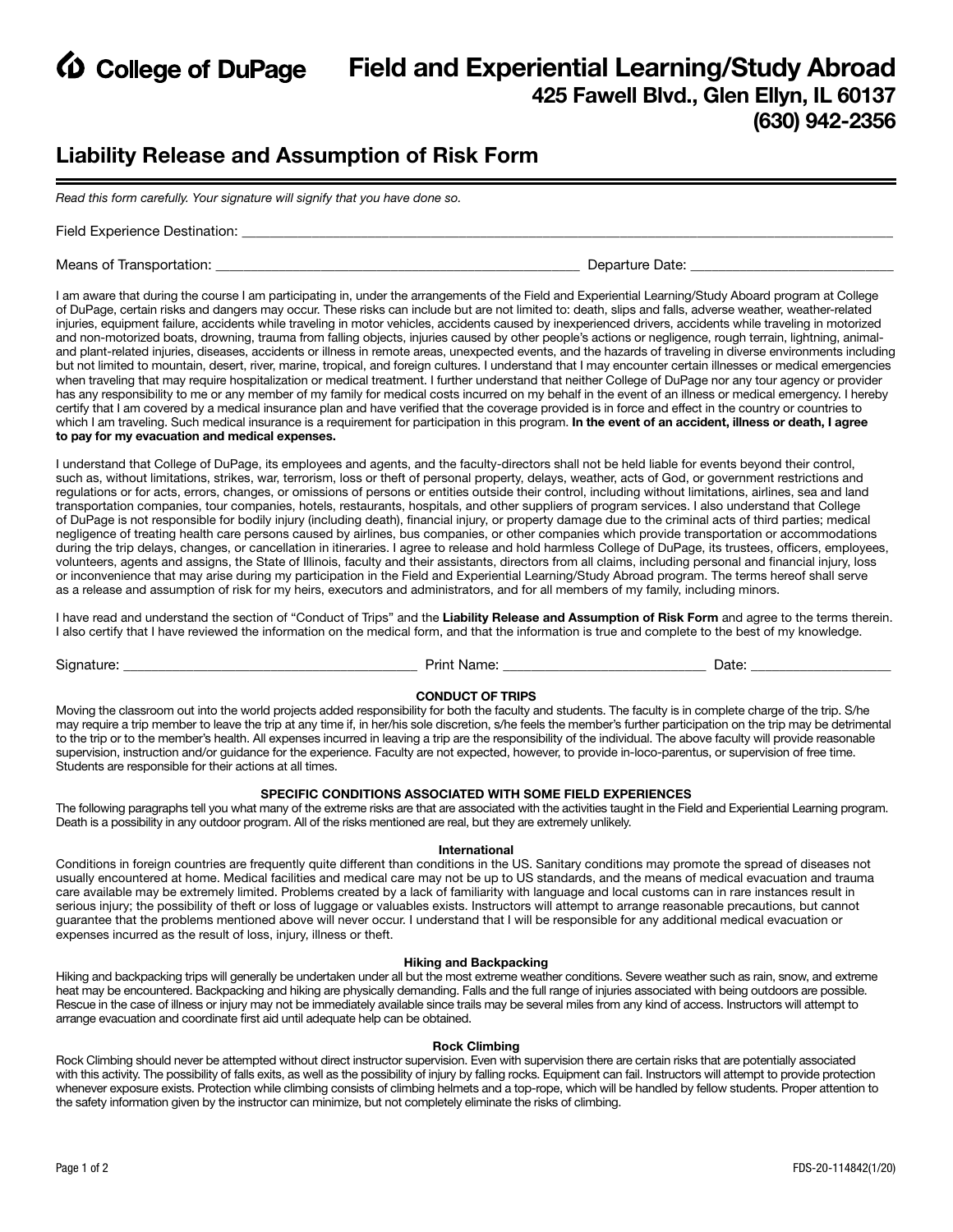College of DuPage

# Field and Experiential Learning/Study Abroad

**425 Fawell Blvd., Glen Ellyn, IL 60137**

**(630) 942-2356**

## Liability Release and Assumption of Risk Form

*Read this form carefully. Your signature will signify that you have done so.*

Field Experience Destination: ____________________________________________

Means of Transportation: ______________________________ Departure Date: ____________________

I am aware that during the course I am participating in, under the arrangements of the Field and Experiential Learning/Study Aboard program at College of DuPage, certain risks and dangers may occur. These risks can include but are not limited to: death, slips and falls, adverse weather, weather-related injuries, equipment failure, accidents while traveling in motor vehicles, accidents caused by inexperienced drivers, accidents while traveling in motorized and non-motorized boats, drowning, trauma from falling objects, injuries caused by other people's actions or negligence, rough terrain, lightning, animal- and plant-related injuries, diseases, accidents or illness in remote areas, unexpected events, and the hazards of traveling in diverse environments including but not limited to mountain, desert, river, marine, tropical, and foreign cultures. I understand that I may encounter certain illnesses or medical emergencies when traveling that may require hospitalization or medical treatment. I further understand that neither College of DuPage nor any tour agency or provider has any responsibility to me or any member of my family for medical costs incurred on my behalf in the event of an illness or medical emergency. I hereby certify that I am covered by a medical insurance plan and have verified that the coverage provided is in force and effect in the country or countries to which I am traveling. Such medical insurance is a requirement for participation in this program. **In the event of an accident, illness or death, I agree to pay for my evacuation and medical expenses.**

I understand that College of DuPage, its employees and agents, and the faculty-directors shall not be held liable for events beyond their control, such as, without limitations, strikes, war, terrorism, loss or theft of personal property, delays, weather, acts of God, or government restrictions and regulations or for acts, errors, changes, or omissions of persons or entities outside their control, including without limitations, airlines, sea and land transportation companies, tour companies, hotels, restaurants, hospitals, and other suppliers of program services. I also understand that College of DuPage is not responsible for bodily injury (including death), financial injury, or property damage due to the criminal acts of third parties; medical negligence of treating health care persons caused by airlines, bus companies, or other companies which provide transportation or accommodations during the trip delays, changes, or cancellation in itineraries. I agree to release and hold harmless College of DuPage, its trustees, officers, employees, volunteers, agents and assigns, the State of Illinois, faculty and their assistants, directors from all claims, including personal and financial injury, loss or inconvenience that may arise during my participation in the Field and Experiential Learning/Study Abroad program. The terms hereof shall serve as a release and assumption of risk for my heirs, executors and administrators, and for all members of my family, including minors.

I have read and understand the section of "Conduct of Trips" and the **Liability Release and Assumption of Risk Form** and agree to the terms therein. I also certify that I have reviewed the information on the medical form, and that the information is true and complete to the best of my knowledge.

Signature: ______________________ Print Name: ______________________ Date: ______________

### CONDUCT OF TRIPS

Moving the classroom out into the world projects added responsibility for both the faculty and students. The faculty is in complete charge of the trip. S/he may require a trip member to leave the trip at any time if, in her/his sole discretion, s/he feels the member's further participation on the trip may be detrimental to the trip or to the member's health. All expenses incurred in leaving a trip are the responsibility of the individual. The above faculty will provide reasonable supervision, instruction and/or guidance for the experience. Faculty are not expected, however, to provide in-loco-parentus, or supervision of free time. Students are responsible for their actions at all times.

### SPECIFIC CONDITIONS ASSOCIATED WITH SOME FIELD EXPERIENCES

The following paragraphs tell you what many of the extreme risks are that are associated with the activities taught in the Field and Experiential Learning program. Death is a possibility in any outdoor program. All of the risks mentioned are real, but they are extremely unlikely.

#### International

Conditions in foreign countries are frequently quite different than conditions in the US. Sanitary conditions may promote the spread of diseases not usually encountered at home. Medical facilities and medical care may not be up to US standards, and the means of medical evacuation and trauma care available may be extremely limited. Problems created by a lack of familiarity with language and local customs can in rare instances result in serious injury; the possibility of theft or loss of luggage or valuables exists. Instructors will attempt to arrange reasonable precautions, but cannot guarantee that the problems mentioned above will never occur. I understand that I will be responsible for any additional medical evacuation or expenses incurred as the result of loss, injury, illness or theft.

#### Hiking and Backpacking

Hiking and backpacking trips will generally be undertaken under all but the most extreme weather conditions. Severe weather such as rain, snow, and extreme heat may be encountered. Backpacking and hiking are physically demanding. Falls and the full range of injuries associated with being outdoors are possible. Rescue in the case of illness or injury may not be immediately available since trails may be several miles from any kind of access. Instructors will attempt to arrange evacuation and coordinate first aid until adequate help can be obtained.

#### Rock Climbing

Rock Climbing should never be attempted without direct instructor supervision. Even with supervision there are certain risks that are potentially associated with this activity. The possibility of falls exits, as well as the possibility of injury by falling rocks. Equipment can fail. Instructors will attempt to provide protection whenever exposure exists. Protection while climbing consists of climbing helmets and a top-rope, which will be handled by fellow students. Proper attention to the safety information given by the instructor can minimize, but not completely eliminate the risks of climbing.

FDS-20-114842(1/20)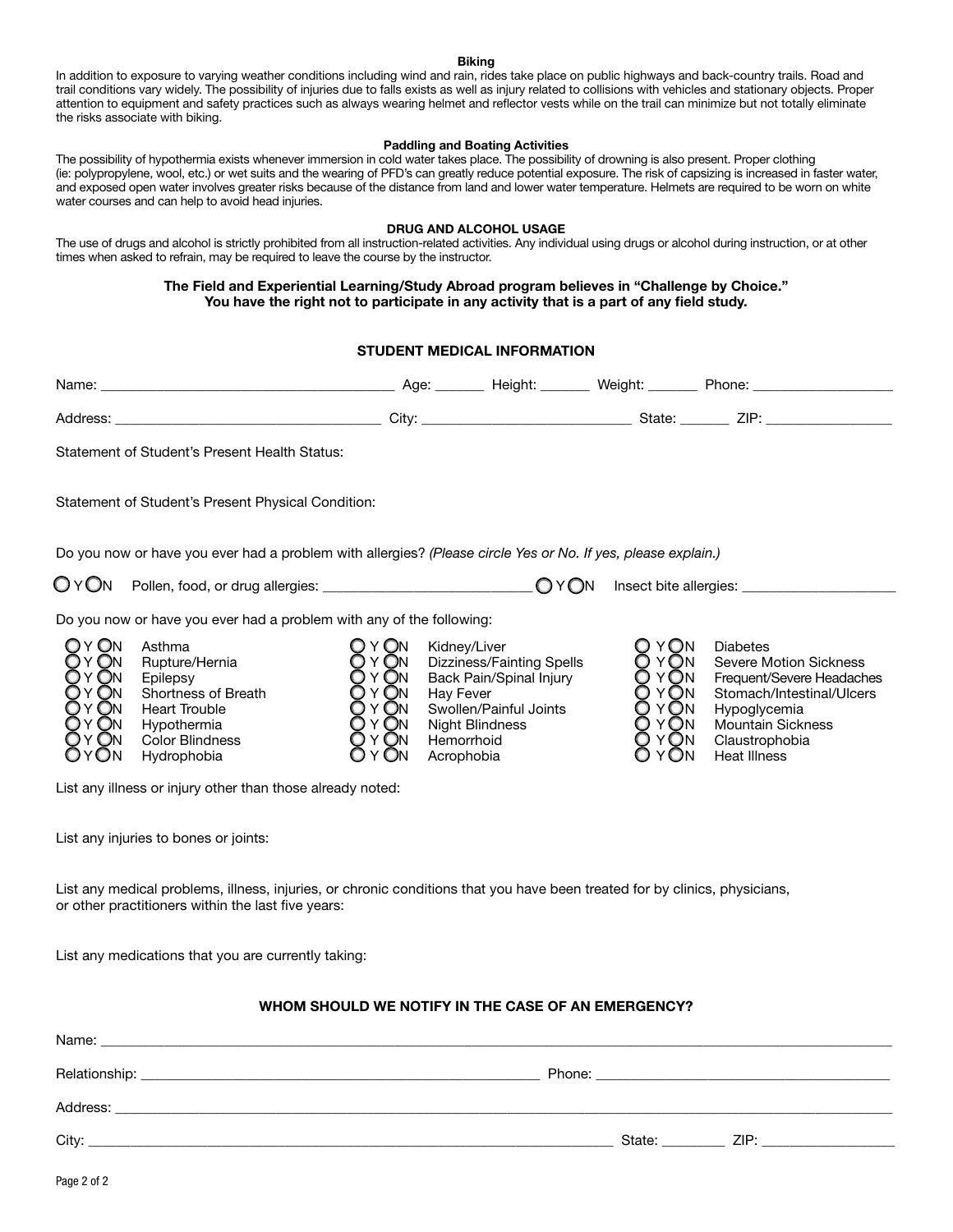### Biking

In addition to exposure to varying weather conditions including wind and rain, rides take place on public highways and back-country trails. Road and trail conditions vary widely. The possibility of injuries due to falls exists as well as injury related to collisions with vehicles and stationary objects. Proper attention to equipment and safety practices such as always wearing helmet and reflector vests while on the trail can minimize but not totally eliminate the risks associate with biking.

### Paddling and Boating Activities

The possibility of hypothermia exists whenever immersion in cold water takes place. The possibility of drowning is also present. Proper clothing (ie: polypropylene, wool, etc.) or wet suits and the wearing of PFD's can greatly reduce potential exposure. The risk of capsizing is increased in faster water, and exposed open water involves greater risks because of the distance from land and lower water temperature. Helmets are required to be worn on white water courses and can help to avoid head injuries.

### DRUG AND ALCOHOL USAGE

The use of drugs and alcohol is strictly prohibited from all instruction-related activities. Any individual using drugs or alcohol during instruction, or at other times when asked to refrain, may be required to leave the course by the instructor.

**The Field and Experiential Learning/Study Abroad program believes in "Challenge by Choice." You have the right not to participate in any activity that is a part of any field study.**

## STUDENT MEDICAL INFORMATION

Name: ______________________ Age: _______ Height: _______ Weight: _______ Phone: __________________

Address: ______________________ City: ______________________ State: _______ ZIP: _________________

Statement of Student's Present Health Status:

Statement of Student's Present Physical Condition:

Do you now or have you ever had a problem with allergies? *(Please circle Yes or No. If yes, please explain.)*

○ Y ○ N Pollen, food, or drug allergies: ____________________________ ○ Y ○ N Insect bite allergies: ____________________

Do you now or have you ever had a problem with any of the following:

| | | |
|---|---|---|
| ○ Y ○ N Asthma | ○ Y ○ N Kidney/Liver | ○ Y ○ N Diabetes |
| ○ Y ○ N Rupture/Hernia | ○ Y ○ N Dizziness/Fainting Spells | ○ Y ○ N Severe Motion Sickness |
| ○ Y ○ N Epilepsy | ○ Y ○ N Back Pain/Spinal Injury | ○ Y ○ N Frequent/Severe Headaches |
| ○ Y ○ N Shortness of Breath | ○ Y ○ N Hay Fever | ○ Y ○ N Stomach/Intestinal/Ulcers |
| ○ Y ○ N Heart Trouble | ○ Y ○ N Swollen/Painful Joints | ○ Y ○ N Hypoglycemia |
| ○ Y ○ N Hypothermia | ○ Y ○ N Night Blindness | ○ Y ○ N Mountain Sickness |
| ○ Y ○ N Color Blindness | ○ Y ○ N Hemorrhoid | ○ Y ○ N Claustrophobia |
| ○ Y ○ N Hydrophobia | ○ Y ○ N Acrophobia | ○ Y ○ N Heat Illness |

List any illness or injury other than those already noted:

List any injuries to bones or joints:

List any medical problems, illness, injuries, or chronic conditions that you have been treated for by clinics, physicians, or other practitioners within the last five years:

List any medications that you are currently taking:

## WHOM SHOULD WE NOTIFY IN THE CASE OF AN EMERGENCY?

Name: ________________________________________________________________

Relationship: ______________________________ Phone: ______________________________

Address: ________________________________________________________________

City: ______________________________________ State: ________ ZIP: __________________